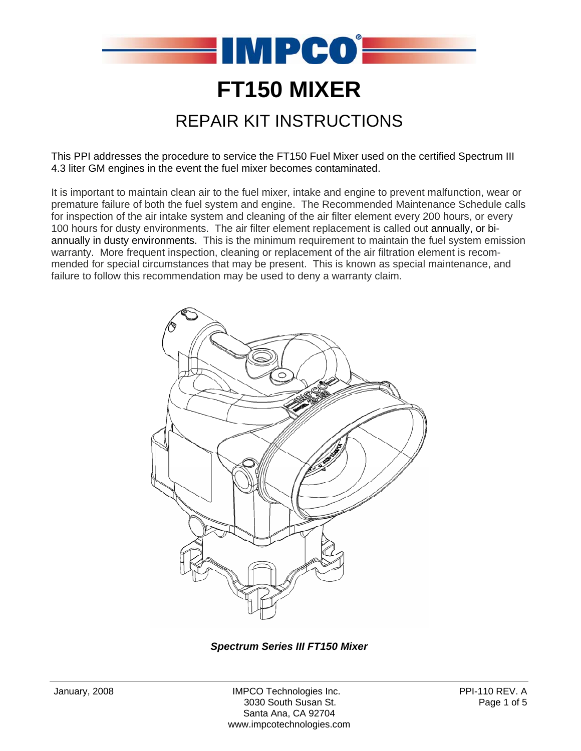# FT150 MIXER

## REPAIR KIT INSTRUCTIONS

This PPI addresses the procedure to service the FT150 Fuel Mixer used on the certified Spectrum III 4.3 liter GM engines in the event the fuel mixer becomes contaminated.

It is important to maintain clean air to the fuel mixer, intake and engine to prevent malfunction, wear or premature failure of both the fuel system and engine. The Recommended Maintenance Schedule calls for inspection of the air intake system and cleaning of the air filter element every 200 hours, or every 100 hours for dusty environments. The air filter element replacement is called out annually, or bi-annually in dusty environments. This is the minimum requirement to maintain the fuel system emission warranty. More frequent inspection, cleaning or replacement of the air filtration element is recommended for special circumstances that may be present. This is known as special maintenance, and failure to follow this recommendation may be used to deny a warranty claim.

***Spectrum Series III FT150 Mixer***

January, 2008

IMPCO Technologies Inc.
3030 South Susan St.
Santa Ana, CA 92704
www.impcotechnologies.com

PPI-110 REV. A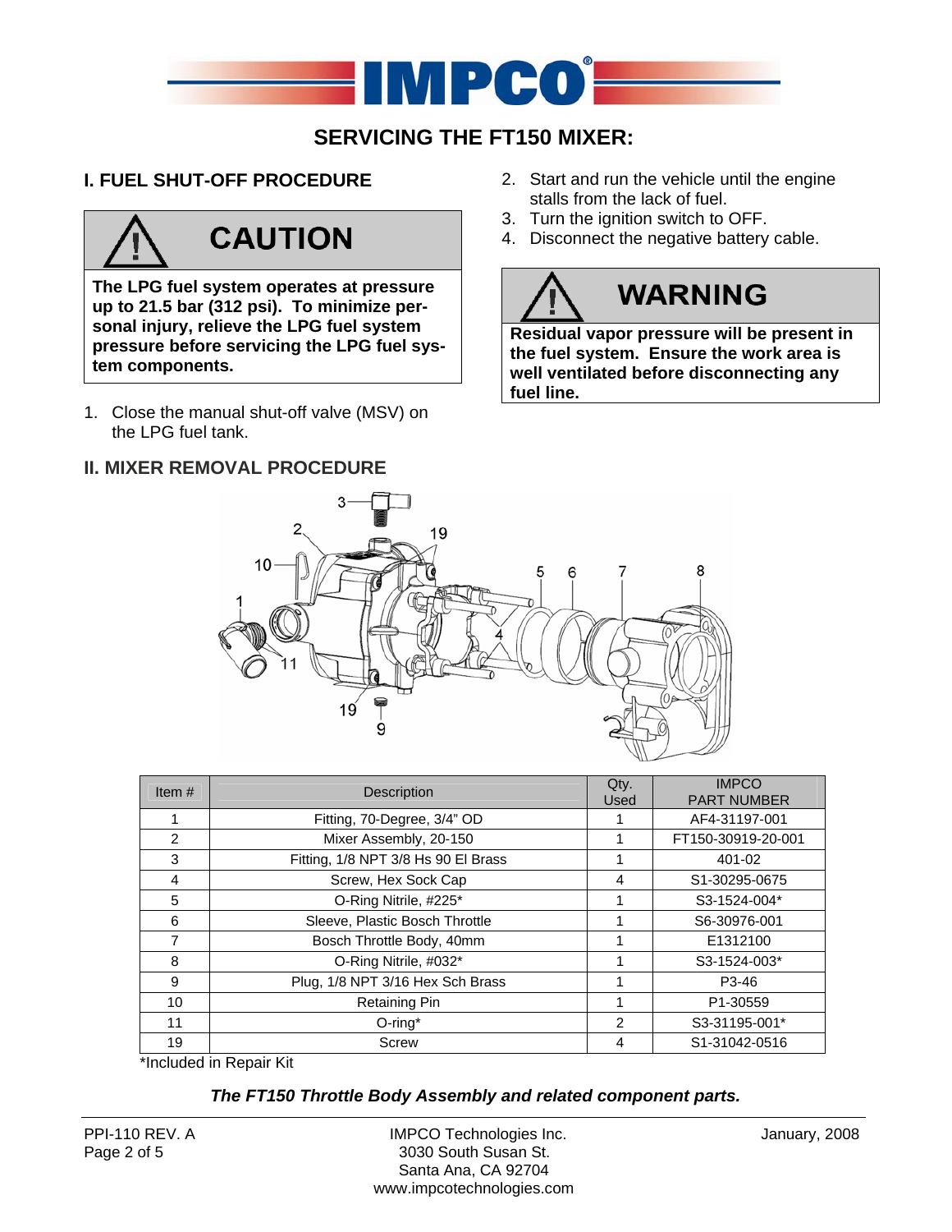# SERVICING THE FT150 MIXER:

## I. FUEL SHUT-OFF PROCEDURE

**CAUTION**

**The LPG fuel system operates at pressure up to 21.5 bar (312 psi). To minimize personal injury, relieve the LPG fuel system pressure before servicing the LPG fuel system components.**

1. Close the manual shut-off valve (MSV) on the LPG fuel tank.
2. Start and run the vehicle until the engine stalls from the lack of fuel.
3. Turn the ignition switch to OFF.
4. Disconnect the negative battery cable.

**WARNING**

**Residual vapor pressure will be present in the fuel system. Ensure the work area is well ventilated before disconnecting any fuel line.**

## II. MIXER REMOVAL PROCEDURE

| Item # | Description | Qty. Used | IMPCO PART NUMBER |
|---|---|---|---|
| 1 | Fitting, 70-Degree, 3/4" OD | 1 | AF4-31197-001 |
| 2 | Mixer Assembly, 20-150 | 1 | FT150-30919-20-001 |
| 3 | Fitting, 1/8 NPT 3/8 Hs 90 El Brass | 1 | 401-02 |
| 4 | Screw, Hex Sock Cap | 4 | S1-30295-0675 |
| 5 | O-Ring Nitrile, #225* | 1 | S3-1524-004* |
| 6 | Sleeve, Plastic Bosch Throttle | 1 | S6-30976-001 |
| 7 | Bosch Throttle Body, 40mm | 1 | E1312100 |
| 8 | O-Ring Nitrile, #032* | 1 | S3-1524-003* |
| 9 | Plug, 1/8 NPT 3/16 Hex Sch Brass | 1 | P3-46 |
| 10 | Retaining Pin | 1 | P1-30559 |
| 11 | O-ring* | 2 | S3-31195-001* |
| 19 | Screw | 4 | S1-31042-0516 |

*Included in Repair Kit

***The FT150 Throttle Body Assembly and related component parts.***

PPI-110 REV. A

IMPCO Technologies Inc.
3030 South Susan St.
Santa Ana, CA 92704
www.impcotechnologies.com

January, 2008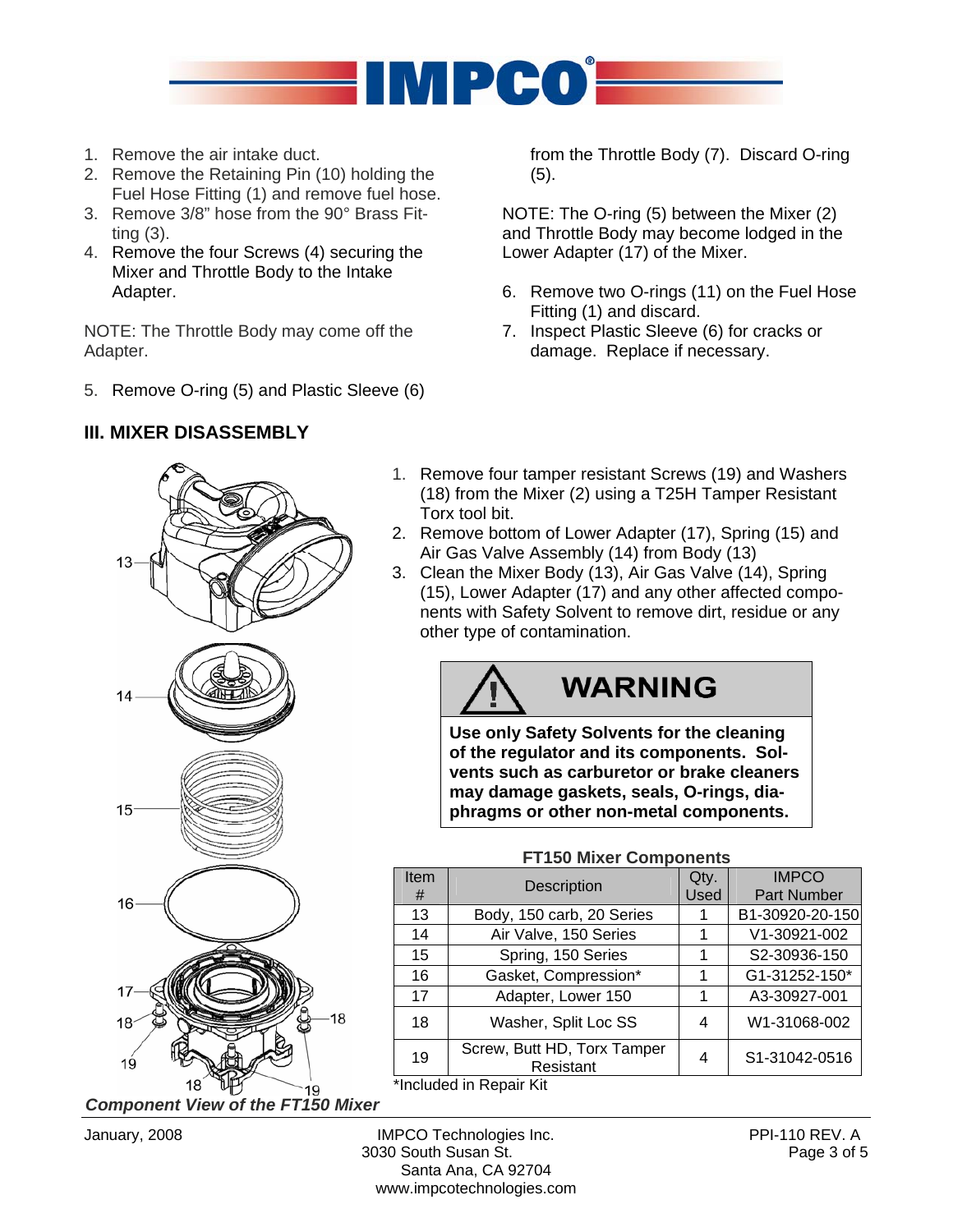1. Remove the air intake duct.
2. Remove the Retaining Pin (10) holding the Fuel Hose Fitting (1) and remove fuel hose.
3. Remove 3/8" hose from the 90° Brass Fitting (3).
4. Remove the four Screws (4) securing the Mixer and Throttle Body to the Intake Adapter.

NOTE: The Throttle Body may come off the Adapter.

5. Remove O-ring (5) and Plastic Sleeve (6) from the Throttle Body (7). Discard O-ring (5).

NOTE: The O-ring (5) between the Mixer (2) and Throttle Body may become lodged in the Lower Adapter (17) of the Mixer.

6. Remove two O-rings (11) on the Fuel Hose Fitting (1) and discard.
7. Inspect Plastic Sleeve (6) for cracks or damage. Replace if necessary.

## III. MIXER DISASSEMBLY

1. Remove four tamper resistant Screws (19) and Washers (18) from the Mixer (2) using a T25H Tamper Resistant Torx tool bit.
2. Remove bottom of Lower Adapter (17), Spring (15) and Air Gas Valve Assembly (14) from Body (13)
3. Clean the Mixer Body (13), Air Gas Valve (14), Spring (15), Lower Adapter (17) and any other affected components with Safety Solvent to remove dirt, residue or any other type of contamination.

**WARNING**

**Use only Safety Solvents for the cleaning of the regulator and its components. Solvents such as carburetor or brake cleaners may damage gaskets, seals, O-rings, diaphragms or other non-metal components.**

**FT150 Mixer Components**

| Item # | Description | Qty. Used | IMPCO Part Number |
|---|---|---|---|
| 13 | Body, 150 carb, 20 Series | 1 | B1-30920-20-150 |
| 14 | Air Valve, 150 Series | 1 | V1-30921-002 |
| 15 | Spring, 150 Series | 1 | S2-30936-150 |
| 16 | Gasket, Compression* | 1 | G1-31252-150* |
| 17 | Adapter, Lower 150 | 1 | A3-30927-001 |
| 18 | Washer, Split Loc SS | 4 | W1-31068-002 |
| 19 | Screw, Butt HD, Torx Tamper Resistant | 4 | S1-31042-0516 |

*Included in Repair Kit

***Component View of the FT150 Mixer***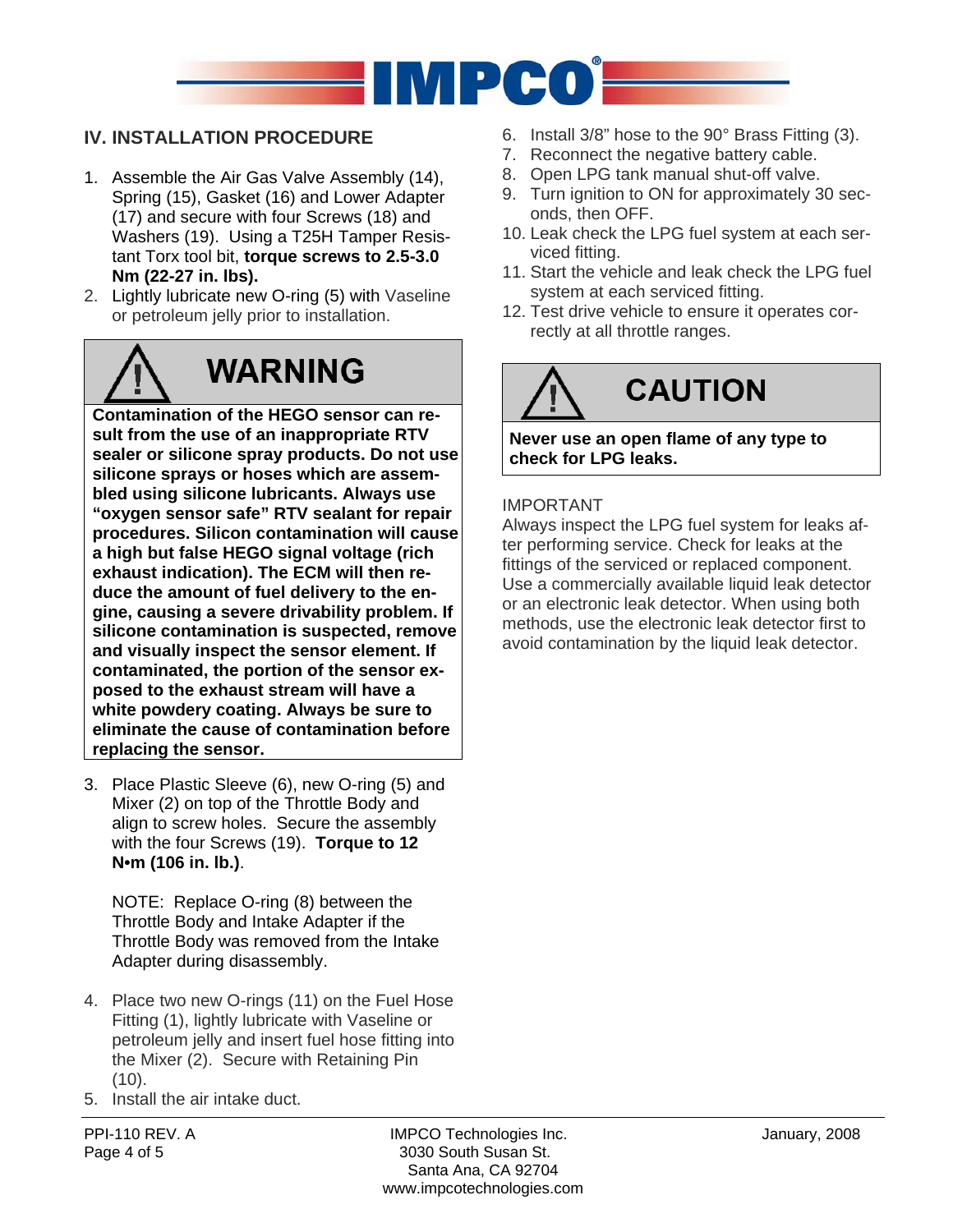## IV. INSTALLATION PROCEDURE

1. Assemble the Air Gas Valve Assembly (14), Spring (15), Gasket (16) and Lower Adapter (17) and secure with four Screws (18) and Washers (19). Using a T25H Tamper Resistant Torx tool bit, **torque screws to 2.5-3.0 Nm (22-27 in. lbs).**
2. Lightly lubricate new O-ring (5) with Vaseline or petroleum jelly prior to installation.

> **WARNING**
>
> **Contamination of the HEGO sensor can result from the use of an inappropriate RTV sealer or silicone spray products. Do not use silicone sprays or hoses which are assembled using silicone lubricants. Always use "oxygen sensor safe" RTV sealant for repair procedures. Silicon contamination will cause a high but false HEGO signal voltage (rich exhaust indication). The ECM will then reduce the amount of fuel delivery to the engine, causing a severe drivability problem. If silicone contamination is suspected, remove and visually inspect the sensor element. If contaminated, the portion of the sensor exposed to the exhaust stream will have a white powdery coating. Always be sure to eliminate the cause of contamination before replacing the sensor.**

3. Place Plastic Sleeve (6), new O-ring (5) and Mixer (2) on top of the Throttle Body and align to screw holes. Secure the assembly with the four Screws (19). **Torque to 12 N•m (106 in. lb.)**.

   NOTE: Replace O-ring (8) between the Throttle Body and Intake Adapter if the Throttle Body was removed from the Intake Adapter during disassembly.

4. Place two new O-rings (11) on the Fuel Hose Fitting (1), lightly lubricate with Vaseline or petroleum jelly and insert fuel hose fitting into the Mixer (2). Secure with Retaining Pin (10).
5. Install the air intake duct.
6. Install 3/8" hose to the 90° Brass Fitting (3).
7. Reconnect the negative battery cable.
8. Open LPG tank manual shut-off valve.
9. Turn ignition to ON for approximately 30 seconds, then OFF.
10. Leak check the LPG fuel system at each serviced fitting.
11. Start the vehicle and leak check the LPG fuel system at each serviced fitting.
12. Test drive vehicle to ensure it operates correctly at all throttle ranges.

> **CAUTION**
>
> **Never use an open flame of any type to check for LPG leaks.**

IMPORTANT

Always inspect the LPG fuel system for leaks after performing service. Check for leaks at the fittings of the serviced or replaced component. Use a commercially available liquid leak detector or an electronic leak detector. When using both methods, use the electronic leak detector first to avoid contamination by the liquid leak detector.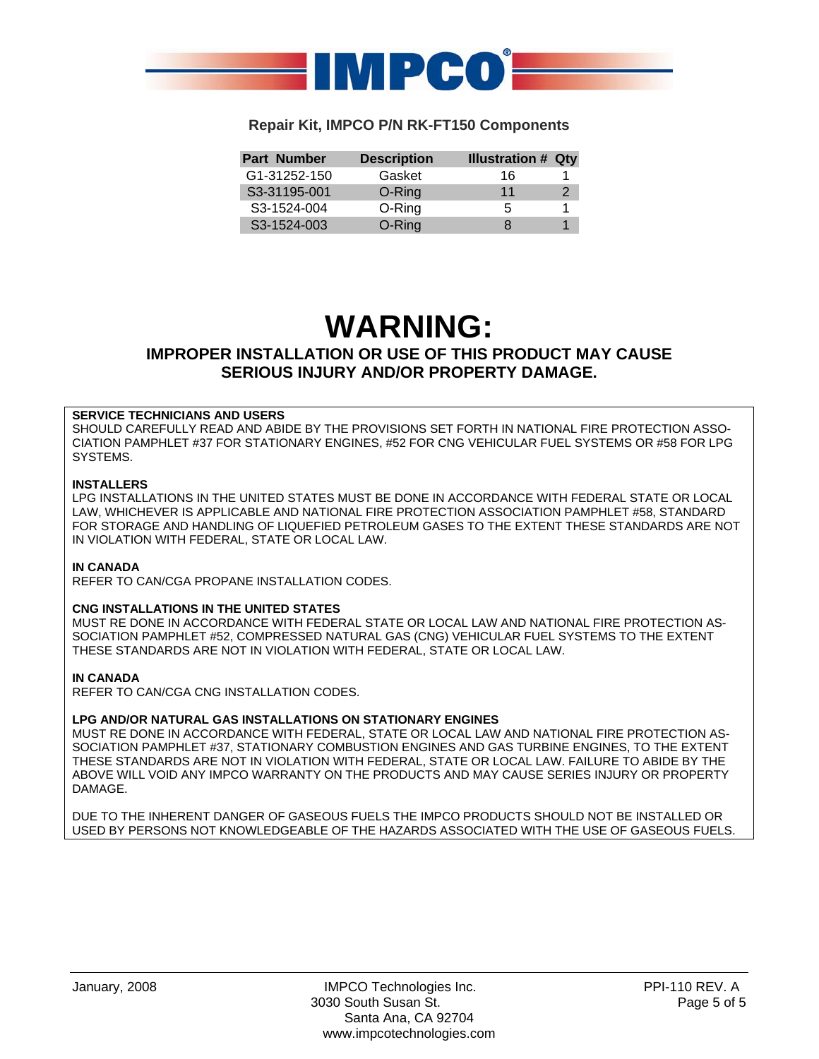**IMPCO**

## Repair Kit, IMPCO P/N RK-FT150 Components

| Part Number | Description | Illustration # | Qty |
|---|---|---|---|
| G1-31252-150 | Gasket | 16 | 1 |
| S3-31195-001 | O-Ring | 11 | 2 |
| S3-1524-004 | O-Ring | 5 | 1 |
| S3-1524-003 | O-Ring | 8 | 1 |

# WARNING:

### IMPROPER INSTALLATION OR USE OF THIS PRODUCT MAY CAUSE SERIOUS INJURY AND/OR PROPERTY DAMAGE.

**SERVICE TECHNICIANS AND USERS**
SHOULD CAREFULLY READ AND ABIDE BY THE PROVISIONS SET FORTH IN NATIONAL FIRE PROTECTION ASSOCIATION PAMPHLET #37 FOR STATIONARY ENGINES, #52 FOR CNG VEHICULAR FUEL SYSTEMS OR #58 FOR LPG SYSTEMS.

**INSTALLERS**
LPG INSTALLATIONS IN THE UNITED STATES MUST BE DONE IN ACCORDANCE WITH FEDERAL STATE OR LOCAL LAW, WHICHEVER IS APPLICABLE AND NATIONAL FIRE PROTECTION ASSOCIATION PAMPHLET #58, STANDARD FOR STORAGE AND HANDLING OF LIQUEFIED PETROLEUM GASES TO THE EXTENT THESE STANDARDS ARE NOT IN VIOLATION WITH FEDERAL, STATE OR LOCAL LAW.

**IN CANADA**
REFER TO CAN/CGA PROPANE INSTALLATION CODES.

**CNG INSTALLATIONS IN THE UNITED STATES**
MUST RE DONE IN ACCORDANCE WITH FEDERAL STATE OR LOCAL LAW AND NATIONAL FIRE PROTECTION ASSOCIATION PAMPHLET #52, COMPRESSED NATURAL GAS (CNG) VEHICULAR FUEL SYSTEMS TO THE EXTENT THESE STANDARDS ARE NOT IN VIOLATION WITH FEDERAL, STATE OR LOCAL LAW.

**IN CANADA**
REFER TO CAN/CGA CNG INSTALLATION CODES.

**LPG AND/OR NATURAL GAS INSTALLATIONS ON STATIONARY ENGINES**
MUST RE DONE IN ACCORDANCE WITH FEDERAL, STATE OR LOCAL LAW AND NATIONAL FIRE PROTECTION ASSOCIATION PAMPHLET #37, STATIONARY COMBUSTION ENGINES AND GAS TURBINE ENGINES, TO THE EXTENT THESE STANDARDS ARE NOT IN VIOLATION WITH FEDERAL, STATE OR LOCAL LAW. FAILURE TO ABIDE BY THE ABOVE WILL VOID ANY IMPCO WARRANTY ON THE PRODUCTS AND MAY CAUSE SERIES INJURY OR PROPERTY DAMAGE.

DUE TO THE INHERENT DANGER OF GASEOUS FUELS THE IMPCO PRODUCTS SHOULD NOT BE INSTALLED OR USED BY PERSONS NOT KNOWLEDGEABLE OF THE HAZARDS ASSOCIATED WITH THE USE OF GASEOUS FUELS.

January, 2008

IMPCO Technologies Inc.
3030 South Susan St.
Santa Ana, CA 92704
www.impcotechnologies.com

PPI-110 REV. A